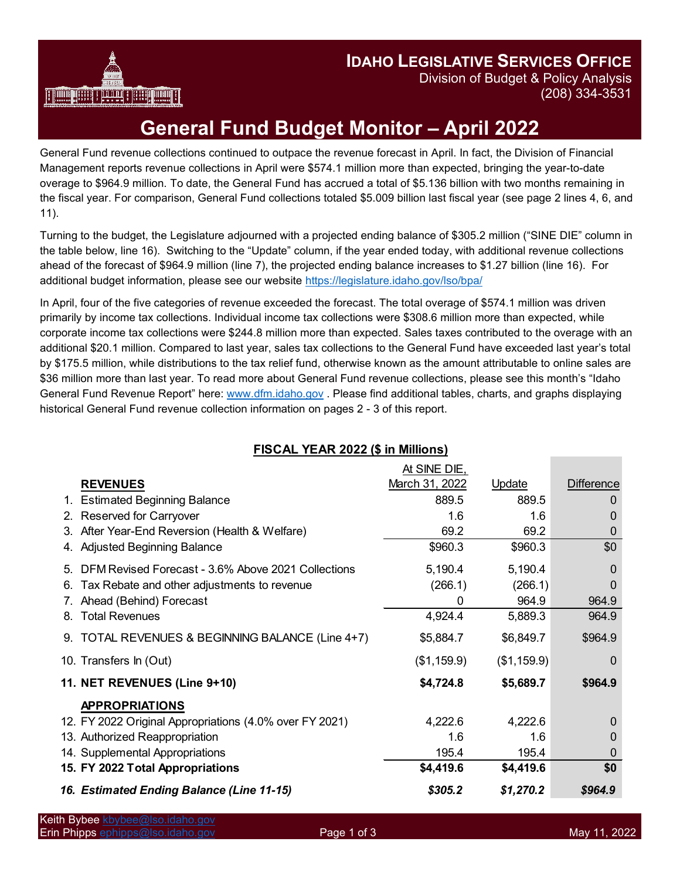**IDAHO LEGISLATIVE SERVICES OFFICE**
Division of Budget & Policy Analysis
(208) 334-3531

# General Fund Budget Monitor – April 2022

General Fund revenue collections continued to outpace the revenue forecast in April. In fact, the Division of Financial Management reports revenue collections in April were $574.1 million more than expected, bringing the year-to-date overage to $964.9 million. To date, the General Fund has accrued a total of $5.136 billion with two months remaining in the fiscal year. For comparison, General Fund collections totaled $5.009 billion last fiscal year (see page 2 lines 4, 6, and 11).

Turning to the budget, the Legislature adjourned with a projected ending balance of $305.2 million ("SINE DIE" column in the table below, line 16). Switching to the "Update" column, if the year ended today, with additional revenue collections ahead of the forecast of $964.9 million (line 7), the projected ending balance increases to $1.27 billion (line 16). For additional budget information, please see our website https://legislature.idaho.gov/lso/bpa/

In April, four of the five categories of revenue exceeded the forecast. The total overage of $574.1 million was driven primarily by income tax collections. Individual income tax collections were $308.6 million more than expected, while corporate income tax collections were $244.8 million more than expected. Sales taxes contributed to the overage with an additional $20.1 million. Compared to last year, sales tax collections to the General Fund have exceeded last year's total by $175.5 million, while distributions to the tax relief fund, otherwise known as the amount attributable to online sales are $36 million more than last year. To read more about General Fund revenue collections, please see this month's "Idaho General Fund Revenue Report" here: www.dfm.idaho.gov . Please find additional tables, charts, and graphs displaying historical General Fund revenue collection information on pages 2 - 3 of this report.

## FISCAL YEAR 2022 ($ in Millions)

| | At SINE DIE, March 31, 2022 | Update | Difference |
|---|---|---|---|
| **REVENUES** | | | |
| 1. Estimated Beginning Balance | 889.5 | 889.5 | 0 |
| 2. Reserved for Carryover | 1.6 | 1.6 | 0 |
| 3. After Year-End Reversion (Health & Welfare) | 69.2 | 69.2 | 0 |
| 4. Adjusted Beginning Balance | $960.3 | $960.3 | $0 |
| 5. DFM Revised Forecast - 3.6% Above 2021 Collections | 5,190.4 | 5,190.4 | 0 |
| 6. Tax Rebate and other adjustments to revenue | (266.1) | (266.1) | 0 |
| 7. Ahead (Behind) Forecast | 0 | 964.9 | 964.9 |
| 8. Total Revenues | 4,924.4 | 5,889.3 | 964.9 |
| 9. TOTAL REVENUES & BEGINNING BALANCE (Line 4+7) | $5,884.7 | $6,849.7 | $964.9 |
| 10. Transfers In (Out) | ($1,159.9) | ($1,159.9) | 0 |
| **11. NET REVENUES (Line 9+10)** | **$4,724.8** | **$5,689.7** | **$964.9** |
| **APPROPRIATIONS** | | | |
| 12. FY 2022 Original Appropriations (4.0% over FY 2021) | 4,222.6 | 4,222.6 | 0 |
| 13. Authorized Reappropriation | 1.6 | 1.6 | 0 |
| 14. Supplemental Appropriations | 195.4 | 195.4 | 0 |
| **15. FY 2022 Total Appropriations** | **$4,419.6** | **$4,419.6** | **$0** |
| ***16. Estimated Ending Balance (Line 11-15)*** | ***$305.2*** | ***$1,270.2*** | ***$964.9*** |

Keith Bybee kbybee@lso.idaho.gov
Erin Phipps ephipps@lso.idaho.gov

May 11, 2022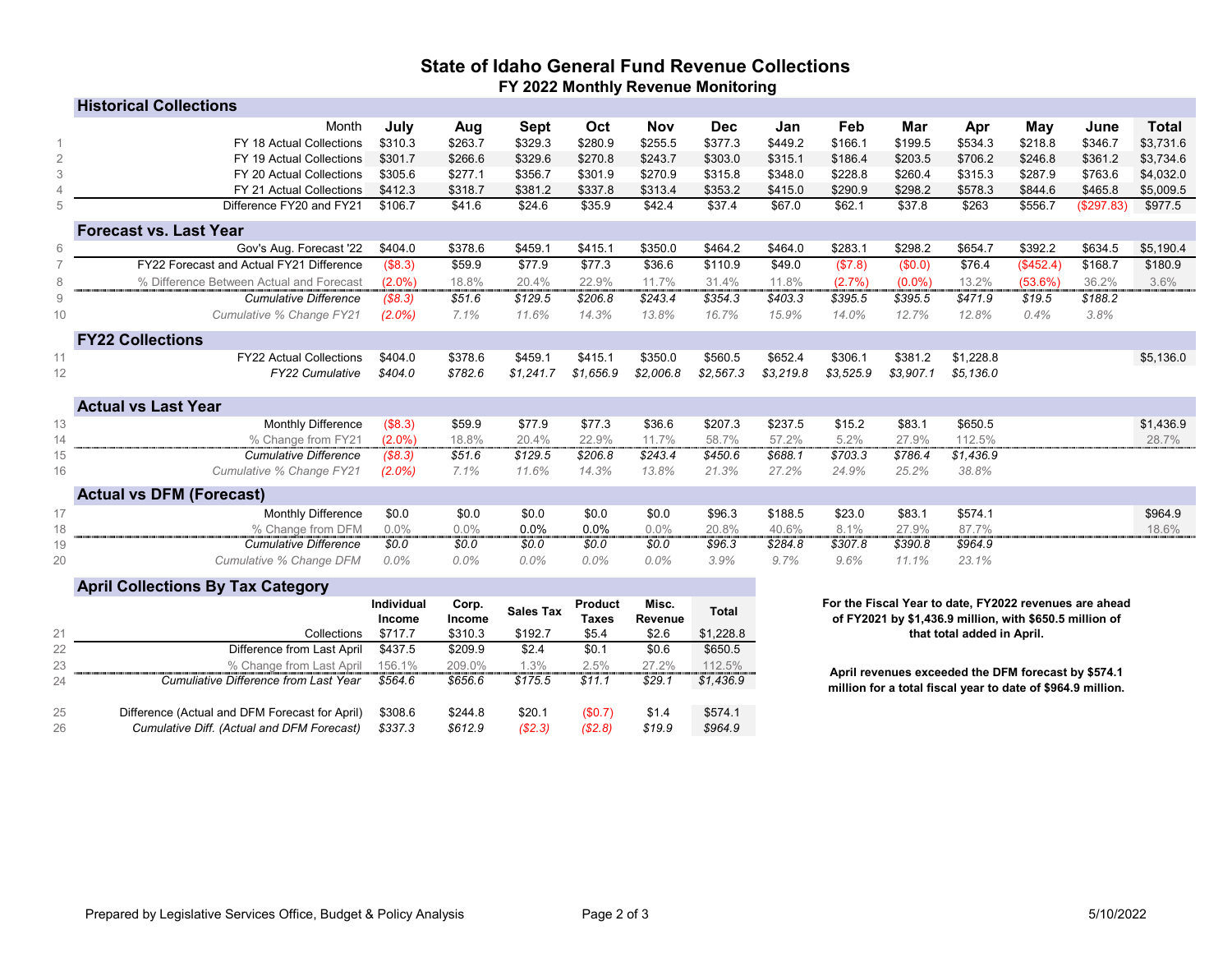# State of Idaho General Fund Revenue Collections

## FY 2022 Monthly Revenue Monitoring

| | | July | Aug | Sept | Oct | Nov | Dec | Jan | Feb | Mar | Apr | May | June | Total |
|---|---|---|---|---|---|---|---|---|---|---|---|---|---|---|
| | **Historical Collections** | | | | | | | | | | | | | |
| | Month | July | Aug | Sept | Oct | Nov | Dec | Jan | Feb | Mar | Apr | May | June | Total |
| 1 | FY 18 Actual Collections | $310.3 | $263.7 | $329.3 | $280.9 | $255.5 | $377.3 | $449.2 | $166.1 | $199.5 | $534.3 | $218.8 | $346.7 | $3,731.6 |
| 2 | FY 19 Actual Collections | $301.7 | $266.6 | $329.6 | $270.8 | $243.7 | $303.0 | $315.1 | $186.4 | $203.5 | $706.2 | $246.8 | $361.2 | $3,734.6 |
| 3 | FY 20 Actual Collections | $305.6 | $277.1 | $356.7 | $301.9 | $270.9 | $315.8 | $348.0 | $228.8 | $260.4 | $315.3 | $287.9 | $763.6 | $4,032.0 |
| 4 | FY 21 Actual Collections | $412.3 | $318.7 | $381.2 | $337.8 | $313.4 | $353.2 | $415.0 | $290.9 | $298.2 | $578.3 | $844.6 | $465.8 | $5,009.5 |
| 5 | Difference FY20 and FY21 | $106.7 | $41.6 | $24.6 | $35.9 | $42.4 | $37.4 | $67.0 | $62.1 | $37.8 | $263 | $556.7 | ($297.83) | $977.5 |
| | **Forecast vs. Last Year** | | | | | | | | | | | | | |
| 6 | Gov's Aug. Forecast '22 | $404.0 | $378.6 | $459.1 | $415.1 | $350.0 | $464.2 | $464.0 | $283.1 | $298.2 | $654.7 | $392.2 | $634.5 | $5,190.4 |
| 7 | FY22 Forecast and Actual FY21 Difference | ($8.3) | $59.9 | $77.9 | $77.3 | $36.6 | $110.9 | $49.0 | ($7.8) | ($0.0) | $76.4 | ($452.4) | $168.7 | $180.9 |
| 8 | % Difference Between Actual and Forecast | (2.0%) | 18.8% | 20.4% | 22.9% | 11.7% | 31.4% | 11.8% | (2.7%) | (0.0%) | 13.2% | (53.6%) | 36.2% | 3.6% |
| 9 | *Cumulative Difference* | *($8.3)* | *$51.6* | *$129.5* | *$206.8* | *$243.4* | *$354.3* | *$403.3* | *$395.5* | *$395.5* | *$471.9* | *$19.5* | *$188.2* | |
| 10 | *Cumulative % Change FY21* | *(2.0%)* | *7.1%* | *11.6%* | *14.3%* | *13.8%* | *16.7%* | *15.9%* | *14.0%* | *12.7%* | *12.8%* | *0.4%* | *3.8%* | |
| | **FY22 Collections** | | | | | | | | | | | | | |
| 11 | FY22 Actual Collections | $404.0 | $378.6 | $459.1 | $415.1 | $350.0 | $560.5 | $652.4 | $306.1 | $381.2 | $1,228.8 | | | $5,136.0 |
| 12 | *FY22 Cumulative* | *$404.0* | *$782.6* | *$1,241.7* | *$1,656.9* | *$2,006.8* | *$2,567.3* | *$3,219.8* | *$3,525.9* | *$3,907.1* | *$5,136.0* | | | |
| | **Actual vs Last Year** | | | | | | | | | | | | | |
| 13 | Monthly Difference | ($8.3) | $59.9 | $77.9 | $77.3 | $36.6 | $207.3 | $237.5 | $15.2 | $83.1 | $650.5 | | | $1,436.9 |
| 14 | % Change from FY21 | (2.0%) | 18.8% | 20.4% | 22.9% | 11.7% | 58.7% | 57.2% | 5.2% | 27.9% | 112.5% | | | 28.7% |
| 15 | *Cumulative Difference* | *($8.3)* | *$51.6* | *$129.5* | *$206.8* | *$243.4* | *$450.6* | *$688.1* | *$703.3* | *$786.4* | *$1,436.9* | | | |
| 16 | *Cumulative % Change FY21* | *(2.0%)* | *7.1%* | *11.6%* | *14.3%* | *13.8%* | *21.3%* | *27.2%* | *24.9%* | *25.2%* | *38.8%* | | | |
| | **Actual vs DFM (Forecast)** | | | | | | | | | | | | | |
| 17 | Monthly Difference | $0.0 | $0.0 | $0.0 | $0.0 | $0.0 | $96.3 | $188.5 | $23.0 | $83.1 | $574.1 | | | $964.9 |
| 18 | % Change from DFM | 0.0% | 0.0% | 0.0% | 0.0% | 0.0% | 20.8% | 40.6% | 8.1% | 27.9% | 87.7% | | | 18.6% |
| 19 | *Cumulative Difference* | *$0.0* | *$0.0* | *$0.0* | *$0.0* | *$0.0* | *$96.3* | *$284.8* | *$307.8* | *$390.8* | *$964.9* | | | |
| 20 | *Cumulative % Change DFM* | *0.0%* | *0.0%* | *0.0%* | *0.0%* | *0.0%* | *3.9%* | *9.7%* | *9.6%* | *11.1%* | *23.1%* | | | |

### April Collections By Tax Category

| | | Individual Income | Corp. Income | Sales Tax | Product Taxes | Misc. Revenue | Total |
|---|---|---|---|---|---|---|---|
| 21 | Collections | $717.7 | $310.3 | $192.7 | $5.4 | $2.6 | $1,228.8 |
| 22 | Difference from Last April | $437.5 | $209.9 | $2.4 | $0.1 | $0.6 | $650.5 |
| 23 | % Change from Last April | 156.1% | 209.0% | 1.3% | 2.5% | 27.2% | 112.5% |
| 24 | *Cumuliative Difference from Last Year* | *$564.6* | *$656.6* | *$175.5* | *$11.1* | *$29.1* | *$1,436.9* |
| 25 | Difference (Actual and DFM Forecast for April) | $308.6 | $244.8 | $20.1 | ($0.7) | $1.4 | $574.1 |
| 26 | *Cumulative Diff. (Actual and DFM Forecast)* | *$337.3* | *$612.9* | *($2.3)* | *($2.8)* | *$19.9* | *$964.9* |

**For the Fiscal Year to date, FY2022 revenues are ahead of FY2021 by $1,436.9 million, with $650.5 million of that total added in April.**

**April revenues exceeded the DFM forecast by $574.1 million for a total fiscal year to date of $964.9 million.**

Prepared by Legislative Services Office, Budget & Policy Analysis

5/10/2022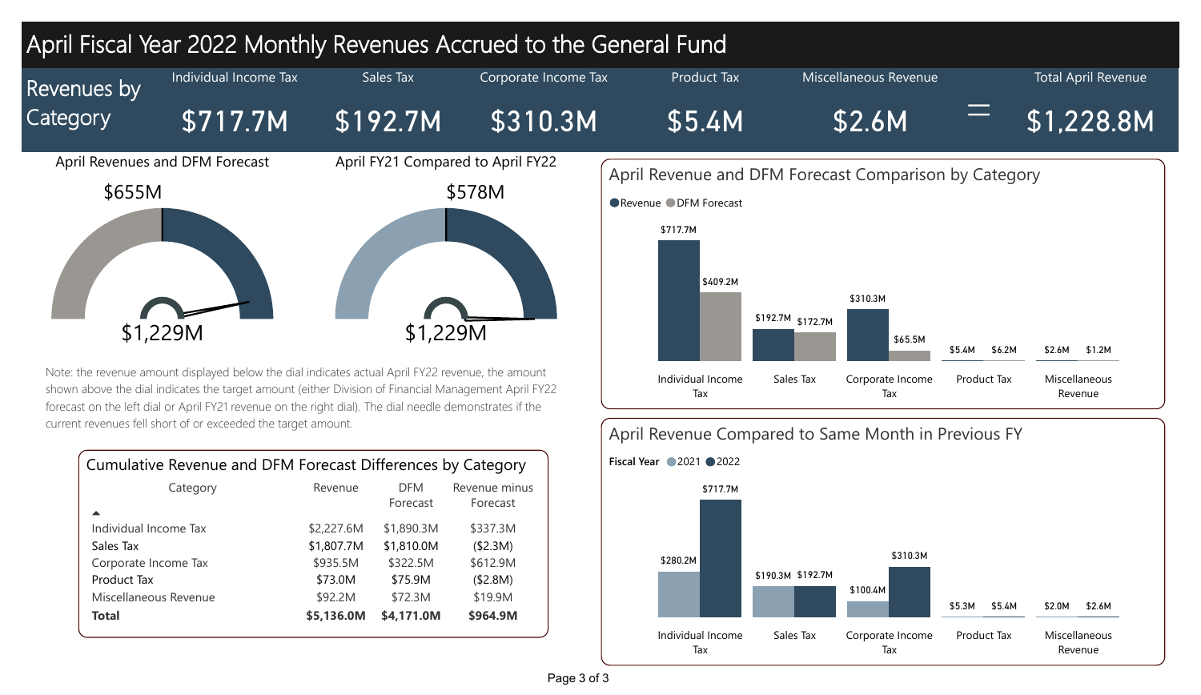# April Fiscal Year 2022 Monthly Revenues Accrued to the General Fund

## Revenues by Category

| Individual Income Tax | Sales Tax | Corporate Income Tax | Product Tax | Miscellaneous Revenue | | Total April Revenue |
|---|---|---|---|---|---|---|
| $717.7M | $192.7M | $310.3M | $5.4M | $2.6M | = | $1,228.8M |

### April Revenues and DFM Forecast

$655M

$1,229M

### April FY21 Compared to April FY22

$578M

$1,229M

Note: the revenue amount displayed below the dial indicates actual April FY22 revenue, the amount shown above the dial indicates the target amount (either Division of Financial Management April FY22 forecast on the left dial or April FY21 revenue on the right dial). The dial needle demonstrates if the current revenues fell short of or exceeded the target amount.

### Cumulative Revenue and DFM Forecast Differences by Category

| Category | Revenue | DFM Forecast | Revenue minus Forecast |
|---|---|---|---|
| Individual Income Tax | $2,227.6M | $1,890.3M | $337.3M |
| Sales Tax | $1,807.7M | $1,810.0M | ($2.3M) |
| Corporate Income Tax | $935.5M | $322.5M | $612.9M |
| Product Tax | $73.0M | $75.9M | ($2.8M) |
| Miscellaneous Revenue | $92.2M | $72.3M | $19.9M |
| **Total** | **$5,136.0M** | **$4,171.0M** | **$964.9M** |

### April Revenue and DFM Forecast Comparison by Category

Revenue DFM Forecast

Individual Income Tax: $717.7M $409.2M
Sales Tax: $192.7M $172.7M
Corporate Income Tax: $310.3M $65.5M
Product Tax: $5.4M $6.2M
Miscellaneous Revenue: $2.6M $1.2M

### April Revenue Compared to Same Month in Previous FY

Fiscal Year 2021 2022

Individual Income Tax: $280.2M $717.7M
Sales Tax: $190.3M $192.7M
Corporate Income Tax: $100.4M $310.3M
Product Tax: $5.3M $5.4M
Miscellaneous Revenue: $2.0M $2.6M